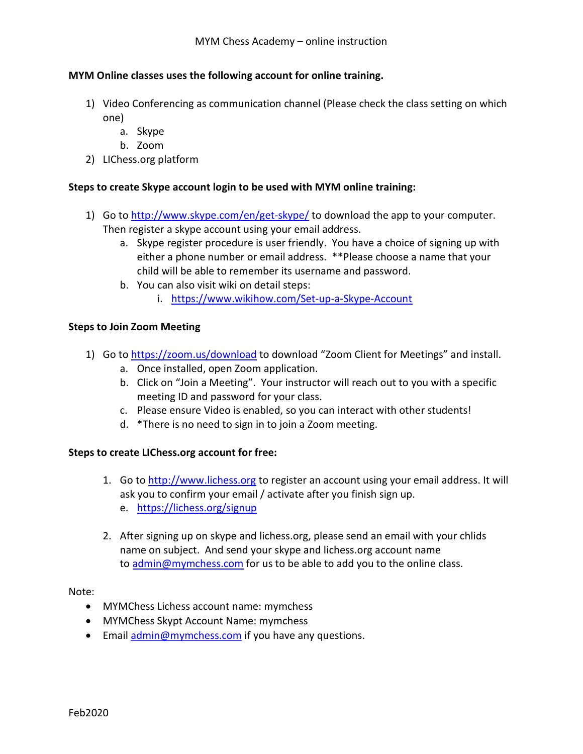MYM Chess Academy – online instruction

**MYM Online classes uses the following account for online training.**

1) Video Conferencing as communication channel (Please check the class setting on which one)
   a. Skype
   b. Zoom
2) LIChess.org platform

**Steps to create Skype account login to be used with MYM online training:**

1) Go to http://www.skype.com/en/get-skype/ to download the app to your computer. Then register a skype account using your email address.
   a. Skype register procedure is user friendly. You have a choice of signing up with either a phone number or email address. **Please choose a name that your child will be able to remember its username and password.
   b. You can also visit wiki on detail steps:
      i. https://www.wikihow.com/Set-up-a-Skype-Account

**Steps to Join Zoom Meeting**

1) Go to https://zoom.us/download to download "Zoom Client for Meetings" and install.
   a. Once installed, open Zoom application.
   b. Click on "Join a Meeting". Your instructor will reach out to you with a specific meeting ID and password for your class.
   c. Please ensure Video is enabled, so you can interact with other students!
   d. *There is no need to sign in to join a Zoom meeting.

**Steps to create LIChess.org account for free:**

1. Go to http://www.lichess.org to register an account using your email address. It will ask you to confirm your email / activate after you finish sign up.
   e. https://lichess.org/signup

2. After signing up on skype and lichess.org, please send an email with your chlids name on subject. And send your skype and lichess.org account name to admin@mymchess.com for us to be able to add you to the online class.

Note:

- MYMChess Lichess account name: mymchess
- MYMChess Skypt Account Name: mymchess
- Email admin@mymchess.com if you have any questions.

Feb2020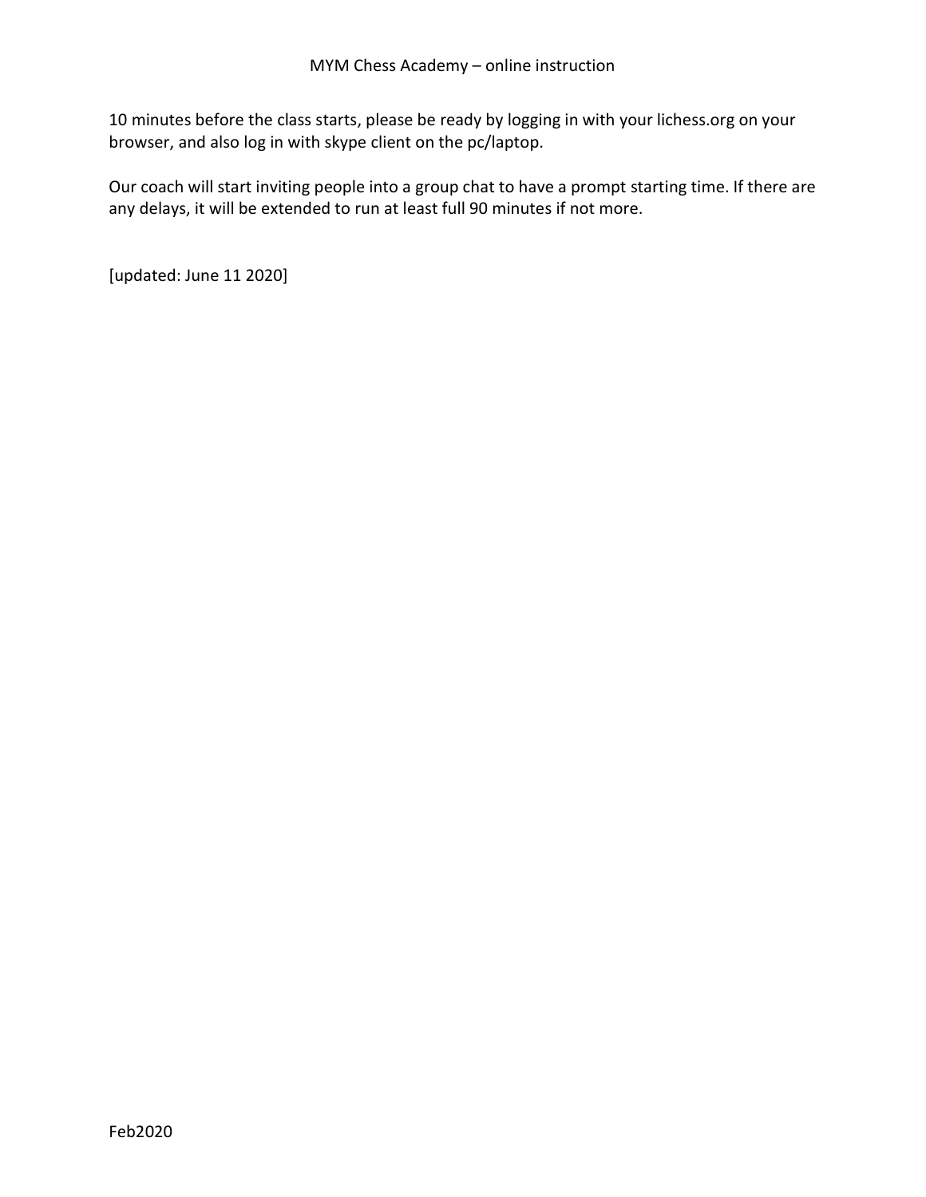10 minutes before the class starts, please be ready by logging in with your lichess.org on your browser, and also log in with skype client on the pc/laptop.

Our coach will start inviting people into a group chat to have a prompt starting time. If there are any delays, it will be extended to run at least full 90 minutes if not more.

[updated: June 11 2020]